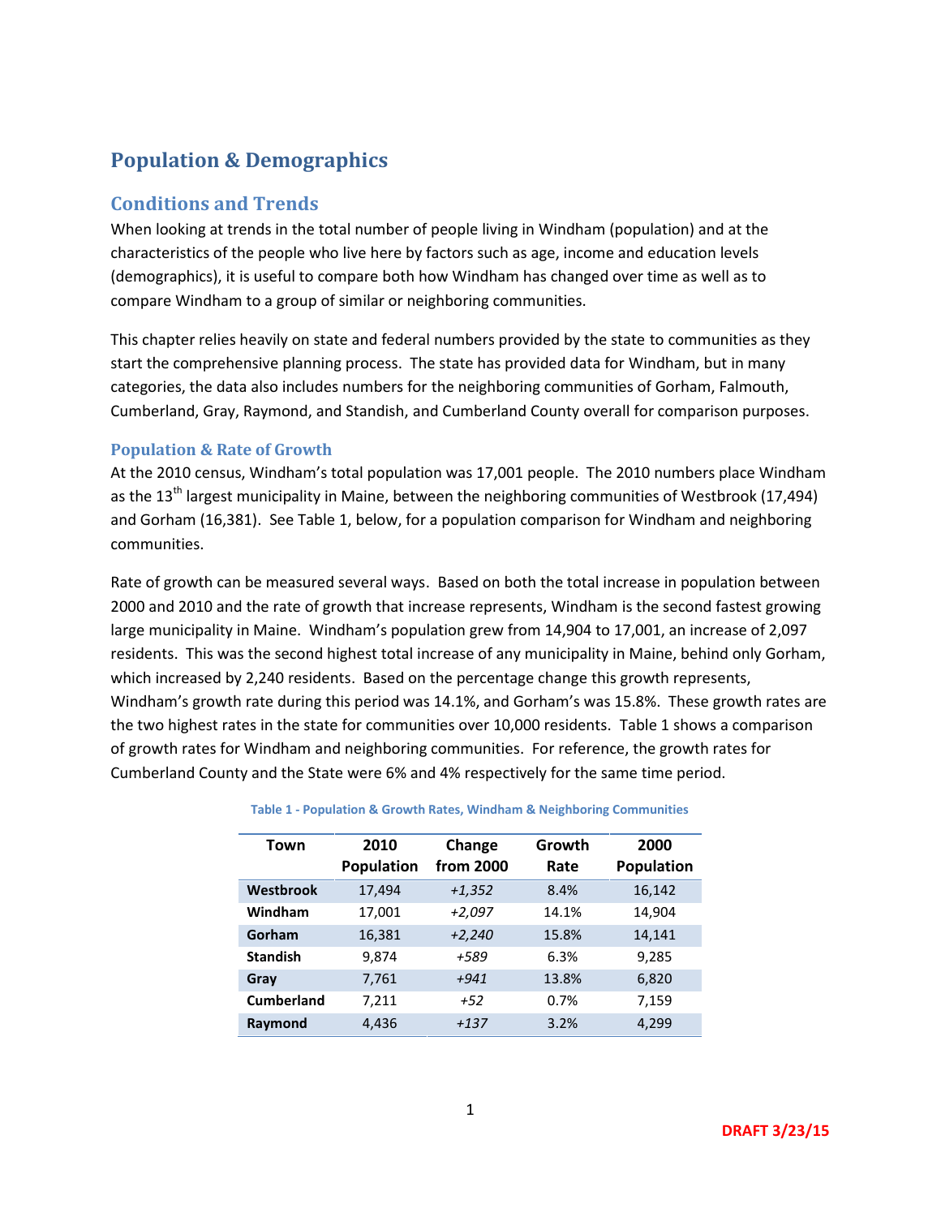# Population & Demographics

## Conditions and Trends

When looking at trends in the total number of people living in Windham (population) and at the characteristics of the people who live here by factors such as age, income and education levels (demographics), it is useful to compare both how Windham has changed over time as well as to compare Windham to a group of similar or neighboring communities.

This chapter relies heavily on state and federal numbers provided by the state to communities as they start the comprehensive planning process. The state has provided data for Windham, but in many categories, the data also includes numbers for the neighboring communities of Gorham, Falmouth, Cumberland, Gray, Raymond, and Standish, and Cumberland County overall for comparison purposes.

### Population & Rate of Growth

At the 2010 census, Windham's total population was 17,001 people. The 2010 numbers place Windham as the 13th largest municipality in Maine, between the neighboring communities of Westbrook (17,494) and Gorham (16,381). See Table 1, below, for a population comparison for Windham and neighboring communities.

Rate of growth can be measured several ways. Based on both the total increase in population between 2000 and 2010 and the rate of growth that increase represents, Windham is the second fastest growing large municipality in Maine. Windham's population grew from 14,904 to 17,001, an increase of 2,097 residents. This was the second highest total increase of any municipality in Maine, behind only Gorham, which increased by 2,240 residents. Based on the percentage change this growth represents, Windham's growth rate during this period was 14.1%, and Gorham's was 15.8%. These growth rates are the two highest rates in the state for communities over 10,000 residents. Table 1 shows a comparison of growth rates for Windham and neighboring communities. For reference, the growth rates for Cumberland County and the State were 6% and 4% respectively for the same time period.

**Table 1 - Population & Growth Rates, Windham & Neighboring Communities**

| Town | 2010 Population | Change from 2000 | Growth Rate | 2000 Population |
|---|---|---|---|---|
| **Westbrook** | 17,494 | *+1,352* | 8.4% | 16,142 |
| **Windham** | 17,001 | *+2,097* | 14.1% | 14,904 |
| **Gorham** | 16,381 | *+2,240* | 15.8% | 14,141 |
| **Standish** | 9,874 | *+589* | 6.3% | 9,285 |
| **Gray** | 7,761 | *+941* | 13.8% | 6,820 |
| **Cumberland** | 7,211 | *+52* | 0.7% | 7,159 |
| **Raymond** | 4,436 | *+137* | 3.2% | 4,299 |

DRAFT 3/23/15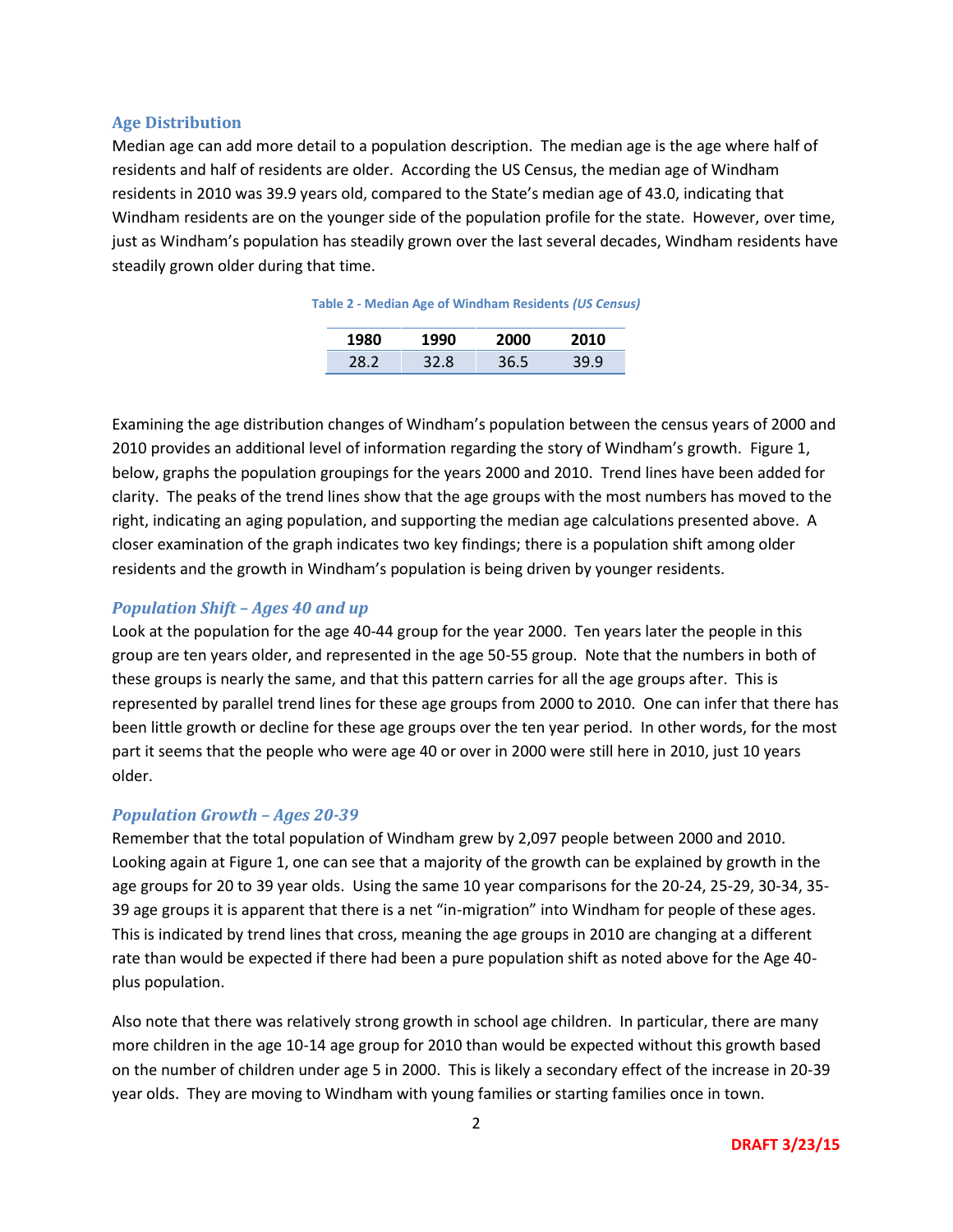## Age Distribution

Median age can add more detail to a population description. The median age is the age where half of residents and half of residents are older. According the US Census, the median age of Windham residents in 2010 was 39.9 years old, compared to the State's median age of 43.0, indicating that Windham residents are on the younger side of the population profile for the state. However, over time, just as Windham's population has steadily grown over the last several decades, Windham residents have steadily grown older during that time.

**Table 2 - Median Age of Windham Residents *(US Census)***

| 1980 | 1990 | 2000 | 2010 |
|---|---|---|---|
| 28.2 | 32.8 | 36.5 | 39.9 |

Examining the age distribution changes of Windham's population between the census years of 2000 and 2010 provides an additional level of information regarding the story of Windham's growth. Figure 1, below, graphs the population groupings for the years 2000 and 2010. Trend lines have been added for clarity. The peaks of the trend lines show that the age groups with the most numbers has moved to the right, indicating an aging population, and supporting the median age calculations presented above. A closer examination of the graph indicates two key findings; there is a population shift among older residents and the growth in Windham's population is being driven by younger residents.

### *Population Shift – Ages 40 and up*

Look at the population for the age 40-44 group for the year 2000. Ten years later the people in this group are ten years older, and represented in the age 50-55 group. Note that the numbers in both of these groups is nearly the same, and that this pattern carries for all the age groups after. This is represented by parallel trend lines for these age groups from 2000 to 2010. One can infer that there has been little growth or decline for these age groups over the ten year period. In other words, for the most part it seems that the people who were age 40 or over in 2000 were still here in 2010, just 10 years older.

### *Population Growth – Ages 20-39*

Remember that the total population of Windham grew by 2,097 people between 2000 and 2010. Looking again at Figure 1, one can see that a majority of the growth can be explained by growth in the age groups for 20 to 39 year olds. Using the same 10 year comparisons for the 20-24, 25-29, 30-34, 35-39 age groups it is apparent that there is a net "in-migration" into Windham for people of these ages. This is indicated by trend lines that cross, meaning the age groups in 2010 are changing at a different rate than would be expected if there had been a pure population shift as noted above for the Age 40-plus population.

Also note that there was relatively strong growth in school age children. In particular, there are many more children in the age 10-14 age group for 2010 than would be expected without this growth based on the number of children under age 5 in 2000. This is likely a secondary effect of the increase in 20-39 year olds. They are moving to Windham with young families or starting families once in town.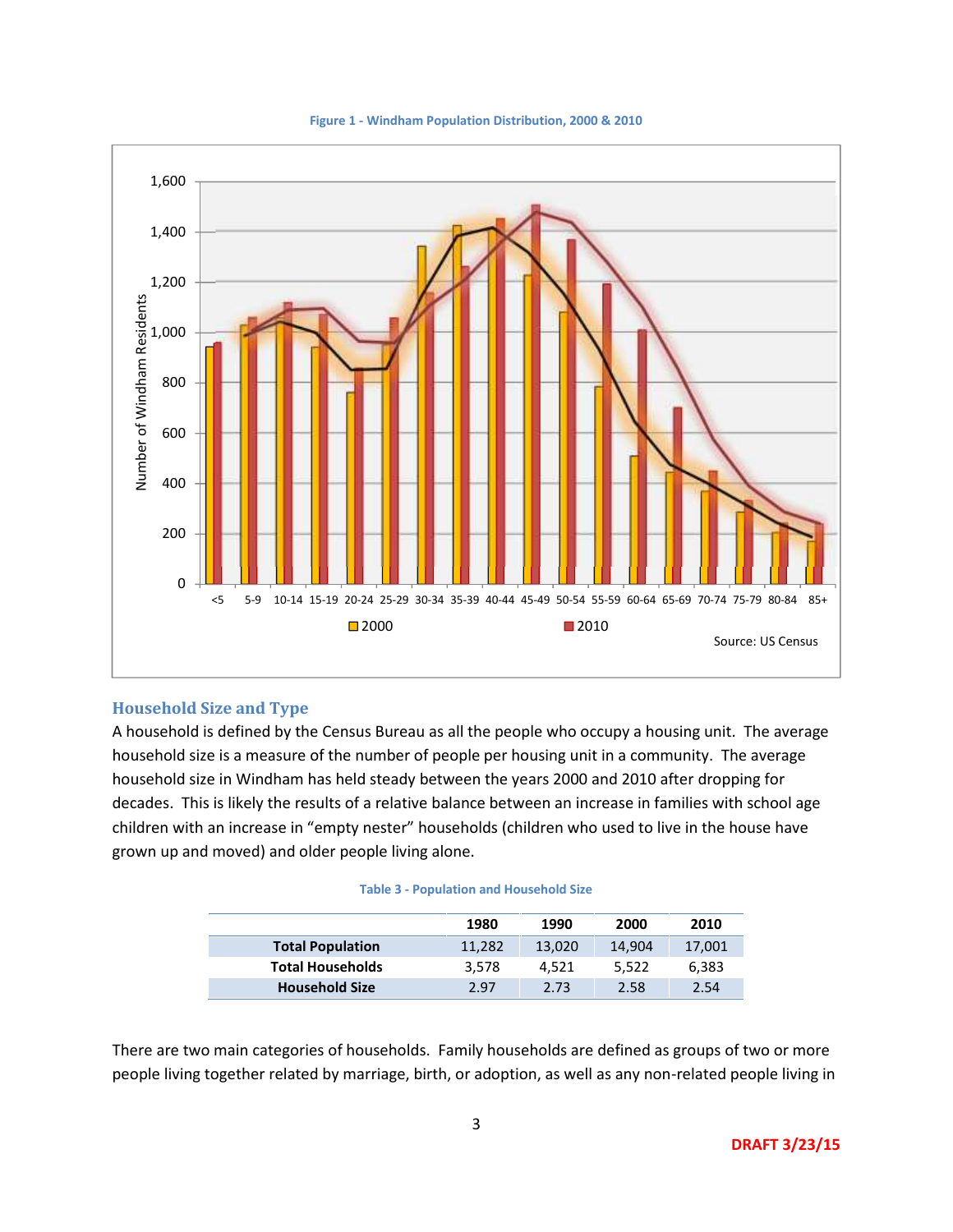Figure 1 - Windham Population Distribution, 2000 & 2010

## Household Size and Type

A household is defined by the Census Bureau as all the people who occupy a housing unit. The average household size is a measure of the number of people per housing unit in a community. The average household size in Windham has held steady between the years 2000 and 2010 after dropping for decades. This is likely the results of a relative balance between an increase in families with school age children with an increase in "empty nester" households (children who used to live in the house have grown up and moved) and older people living alone.

Table 3 - Population and Household Size

| | 1980 | 1990 | 2000 | 2010 |
|---|---|---|---|---|
| **Total Population** | 11,282 | 13,020 | 14,904 | 17,001 |
| **Total Households** | 3,578 | 4,521 | 5,522 | 6,383 |
| **Household Size** | 2.97 | 2.73 | 2.58 | 2.54 |

There are two main categories of households. Family households are defined as groups of two or more people living together related by marriage, birth, or adoption, as well as any non-related people living in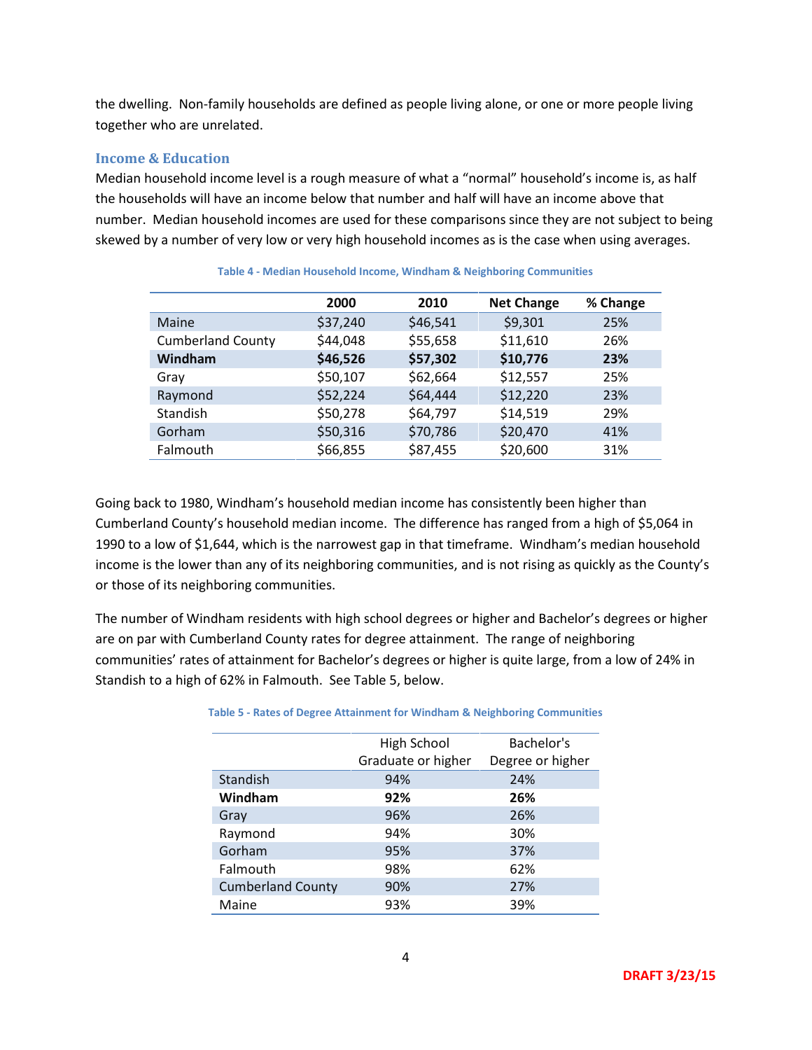the dwelling. Non-family households are defined as people living alone, or one or more people living together who are unrelated.

### Income & Education

Median household income level is a rough measure of what a "normal" household's income is, as half the households will have an income below that number and half will have an income above that number. Median household incomes are used for these comparisons since they are not subject to being skewed by a number of very low or very high household incomes as is the case when using averages.

Table 4 - Median Household Income, Windham & Neighboring Communities

| | 2000 | 2010 | Net Change | % Change |
|---|---|---|---|---|
| Maine | $37,240 | $46,541 | $9,301 | 25% |
| Cumberland County | $44,048 | $55,658 | $11,610 | 26% |
| **Windham** | **$46,526** | **$57,302** | **$10,776** | **23%** |
| Gray | $50,107 | $62,664 | $12,557 | 25% |
| Raymond | $52,224 | $64,444 | $12,220 | 23% |
| Standish | $50,278 | $64,797 | $14,519 | 29% |
| Gorham | $50,316 | $70,786 | $20,470 | 41% |
| Falmouth | $66,855 | $87,455 | $20,600 | 31% |

Going back to 1980, Windham's household median income has consistently been higher than Cumberland County's household median income. The difference has ranged from a high of $5,064 in 1990 to a low of $1,644, which is the narrowest gap in that timeframe. Windham's median household income is the lower than any of its neighboring communities, and is not rising as quickly as the County's or those of its neighboring communities.

The number of Windham residents with high school degrees or higher and Bachelor's degrees or higher are on par with Cumberland County rates for degree attainment. The range of neighboring communities' rates of attainment for Bachelor's degrees or higher is quite large, from a low of 24% in Standish to a high of 62% in Falmouth. See Table 5, below.

Table 5 - Rates of Degree Attainment for Windham & Neighboring Communities

| | High School Graduate or higher | Bachelor's Degree or higher |
|---|---|---|
| Standish | 94% | 24% |
| **Windham** | **92%** | **26%** |
| Gray | 96% | 26% |
| Raymond | 94% | 30% |
| Gorham | 95% | 37% |
| Falmouth | 98% | 62% |
| Cumberland County | 90% | 27% |
| Maine | 93% | 39% |

DRAFT 3/23/15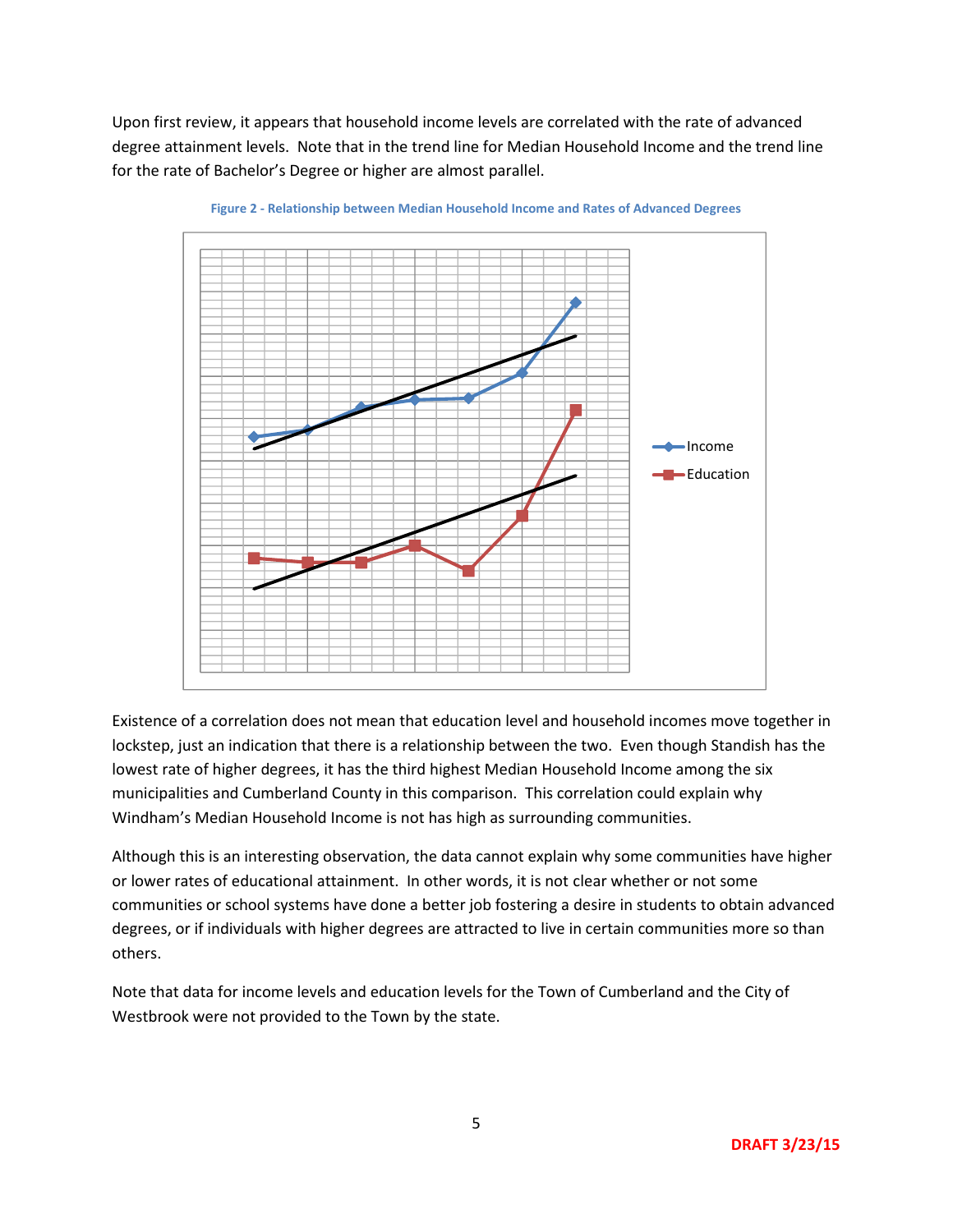Upon first review, it appears that household income levels are correlated with the rate of advanced degree attainment levels. Note that in the trend line for Median Household Income and the trend line for the rate of Bachelor's Degree or higher are almost parallel.

Figure 2 - Relationship between Median Household Income and Rates of Advanced Degrees

Existence of a correlation does not mean that education level and household incomes move together in lockstep, just an indication that there is a relationship between the two. Even though Standish has the lowest rate of higher degrees, it has the third highest Median Household Income among the six municipalities and Cumberland County in this comparison. This correlation could explain why Windham's Median Household Income is not has high as surrounding communities.

Although this is an interesting observation, the data cannot explain why some communities have higher or lower rates of educational attainment. In other words, it is not clear whether or not some communities or school systems have done a better job fostering a desire in students to obtain advanced degrees, or if individuals with higher degrees are attracted to live in certain communities more so than others.

Note that data for income levels and education levels for the Town of Cumberland and the City of Westbrook were not provided to the Town by the state.

DRAFT 3/23/15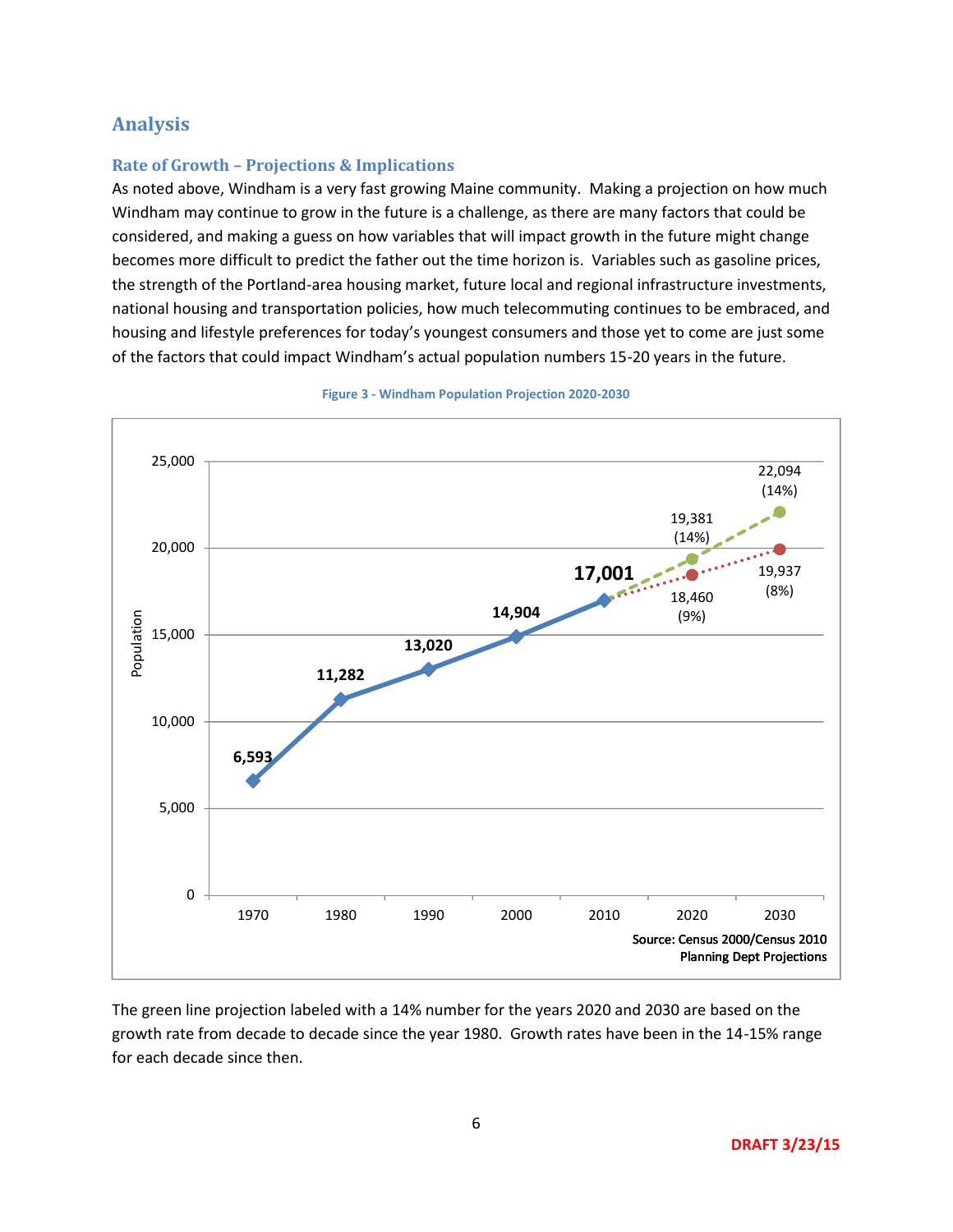## Analysis

### Rate of Growth – Projections & Implications

As noted above, Windham is a very fast growing Maine community. Making a projection on how much Windham may continue to grow in the future is a challenge, as there are many factors that could be considered, and making a guess on how variables that will impact growth in the future might change becomes more difficult to predict the father out the time horizon is. Variables such as gasoline prices, the strength of the Portland-area housing market, future local and regional infrastructure investments, national housing and transportation policies, how much telecommuting continues to be embraced, and housing and lifestyle preferences for today's youngest consumers and those yet to come are just some of the factors that could impact Windham's actual population numbers 15-20 years in the future.

**Figure 3 - Windham Population Projection 2020-2030**

| Year | Population (Census) | Projection (14%) | Projection (8-9%) |
|---|---|---|---|
| 1970 | 6,593 | | |
| 1980 | 11,282 | | |
| 1990 | 13,020 | | |
| 2000 | 14,904 | | |
| 2010 | 17,001 | | |
| 2020 | | 19,381 (14%) | 18,460 (9%) |
| 2030 | | 22,094 (14%) | 19,937 (8%) |

Source: Census 2000/Census 2010
Planning Dept Projections

The green line projection labeled with a 14% number for the years 2020 and 2030 are based on the growth rate from decade to decade since the year 1980. Growth rates have been in the 14-15% range for each decade since then.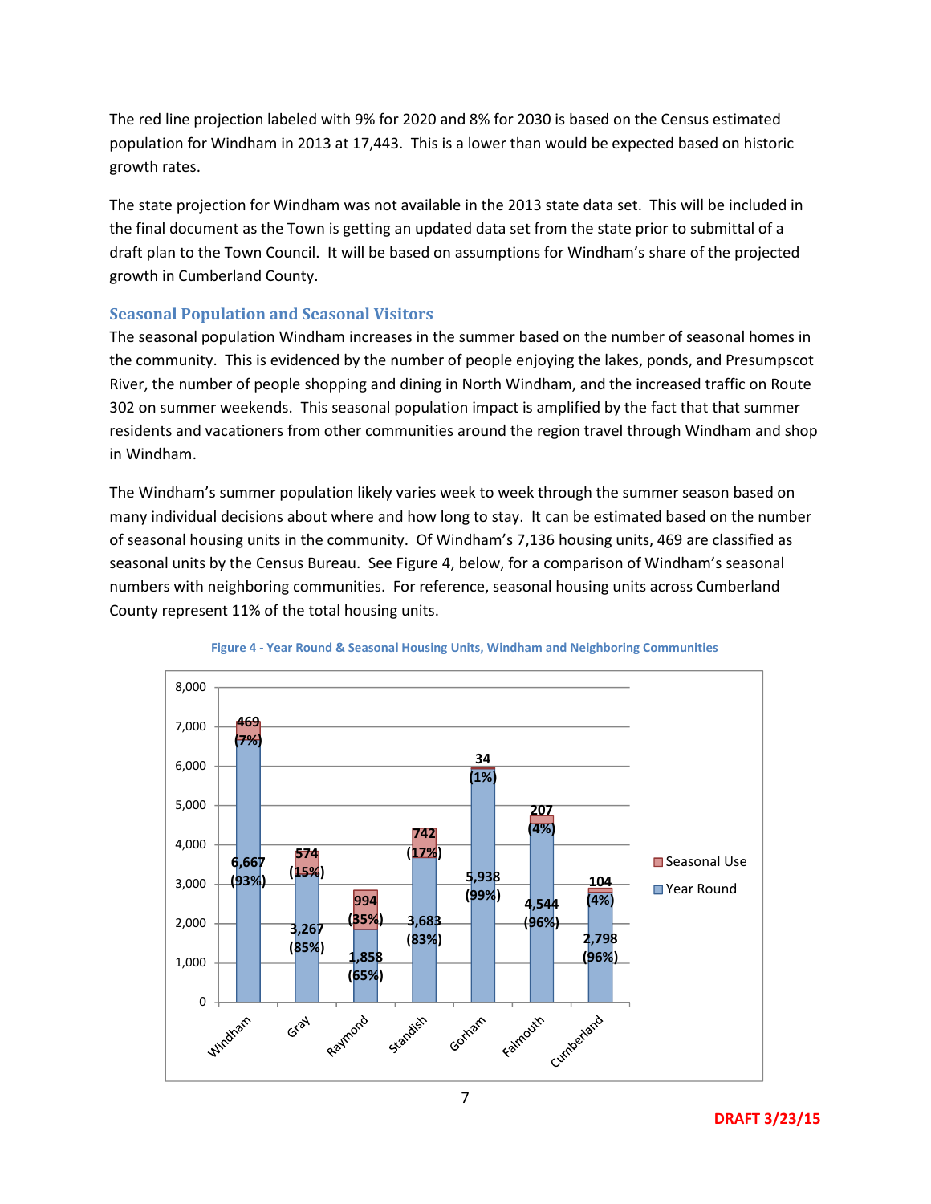The red line projection labeled with 9% for 2020 and 8% for 2030 is based on the Census estimated population for Windham in 2013 at 17,443. This is a lower than would be expected based on historic growth rates.

The state projection for Windham was not available in the 2013 state data set. This will be included in the final document as the Town is getting an updated data set from the state prior to submittal of a draft plan to the Town Council. It will be based on assumptions for Windham's share of the projected growth in Cumberland County.

### Seasonal Population and Seasonal Visitors

The seasonal population Windham increases in the summer based on the number of seasonal homes in the community. This is evidenced by the number of people enjoying the lakes, ponds, and Presumpscot River, the number of people shopping and dining in North Windham, and the increased traffic on Route 302 on summer weekends. This seasonal population impact is amplified by the fact that that summer residents and vacationers from other communities around the region travel through Windham and shop in Windham.

The Windham's summer population likely varies week to week through the summer season based on many individual decisions about where and how long to stay. It can be estimated based on the number of seasonal housing units in the community. Of Windham's 7,136 housing units, 469 are classified as seasonal units by the Census Bureau. See Figure 4, below, for a comparison of Windham's seasonal numbers with neighboring communities. For reference, seasonal housing units across Cumberland County represent 11% of the total housing units.

Figure 4 - Year Round & Seasonal Housing Units, Windham and Neighboring Communities

| Community | Year Round | Seasonal Use |
|---|---|---|
| Windham | 6,667 (93%) | 469 (7%) |
| Gray | 3,267 (85%) | 574 (15%) |
| Raymond | 1,858 (65%) | 994 (35%) |
| Standish | 3,683 (83%) | 742 (17%) |
| Gorham | 5,938 (99%) | 34 (1%) |
| Falmouth | 4,544 (96%) | 207 (4%) |
| Cumberland | 2,798 (96%) | 104 (4%) |

DRAFT 3/23/15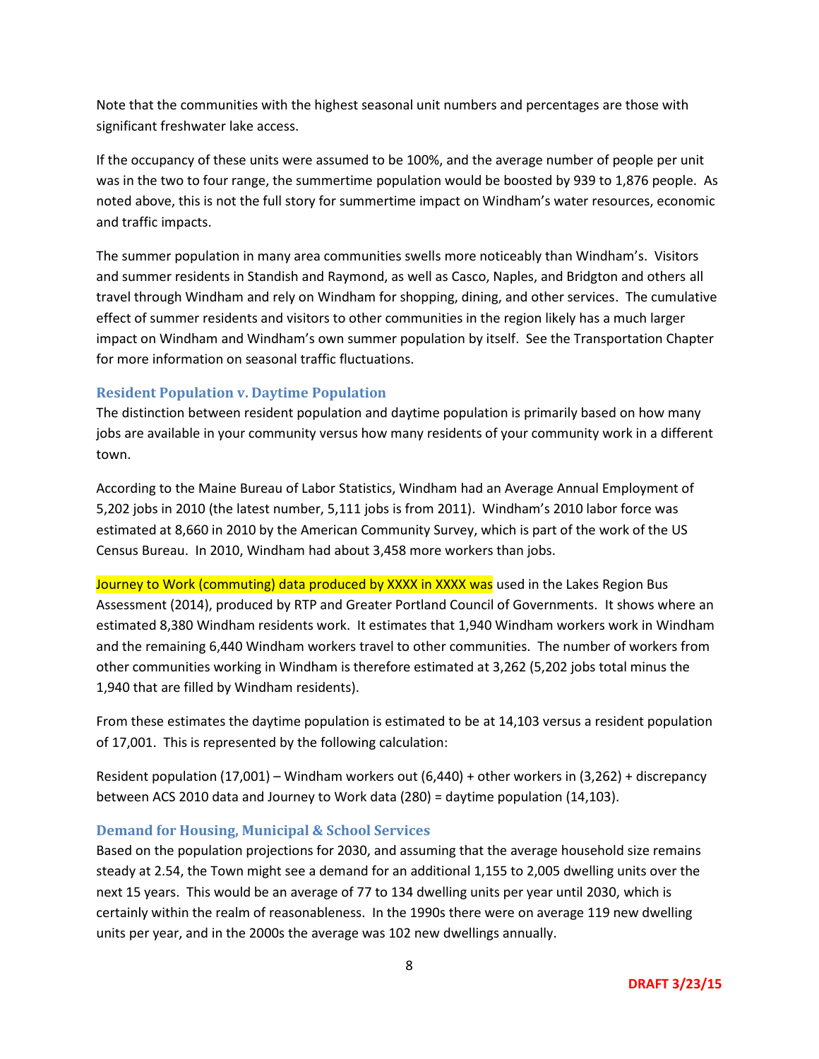Note that the communities with the highest seasonal unit numbers and percentages are those with significant freshwater lake access.

If the occupancy of these units were assumed to be 100%, and the average number of people per unit was in the two to four range, the summertime population would be boosted by 939 to 1,876 people. As noted above, this is not the full story for summertime impact on Windham's water resources, economic and traffic impacts.

The summer population in many area communities swells more noticeably than Windham's. Visitors and summer residents in Standish and Raymond, as well as Casco, Naples, and Bridgton and others all travel through Windham and rely on Windham for shopping, dining, and other services. The cumulative effect of summer residents and visitors to other communities in the region likely has a much larger impact on Windham and Windham's own summer population by itself. See the Transportation Chapter for more information on seasonal traffic fluctuations.

### Resident Population v. Daytime Population

The distinction between resident population and daytime population is primarily based on how many jobs are available in your community versus how many residents of your community work in a different town.

According to the Maine Bureau of Labor Statistics, Windham had an Average Annual Employment of 5,202 jobs in 2010 (the latest number, 5,111 jobs is from 2011). Windham's 2010 labor force was estimated at 8,660 in 2010 by the American Community Survey, which is part of the work of the US Census Bureau. In 2010, Windham had about 3,458 more workers than jobs.

Journey to Work (commuting) data produced by XXXX in XXXX was used in the Lakes Region Bus Assessment (2014), produced by RTP and Greater Portland Council of Governments. It shows where an estimated 8,380 Windham residents work. It estimates that 1,940 Windham workers work in Windham and the remaining 6,440 Windham workers travel to other communities. The number of workers from other communities working in Windham is therefore estimated at 3,262 (5,202 jobs total minus the 1,940 that are filled by Windham residents).

From these estimates the daytime population is estimated to be at 14,103 versus a resident population of 17,001. This is represented by the following calculation:

Resident population (17,001) – Windham workers out (6,440) + other workers in (3,262) + discrepancy between ACS 2010 data and Journey to Work data (280) = daytime population (14,103).

### Demand for Housing, Municipal & School Services

Based on the population projections for 2030, and assuming that the average household size remains steady at 2.54, the Town might see a demand for an additional 1,155 to 2,005 dwelling units over the next 15 years. This would be an average of 77 to 134 dwelling units per year until 2030, which is certainly within the realm of reasonableness. In the 1990s there were on average 119 new dwelling units per year, and in the 2000s the average was 102 new dwellings annually.

DRAFT 3/23/15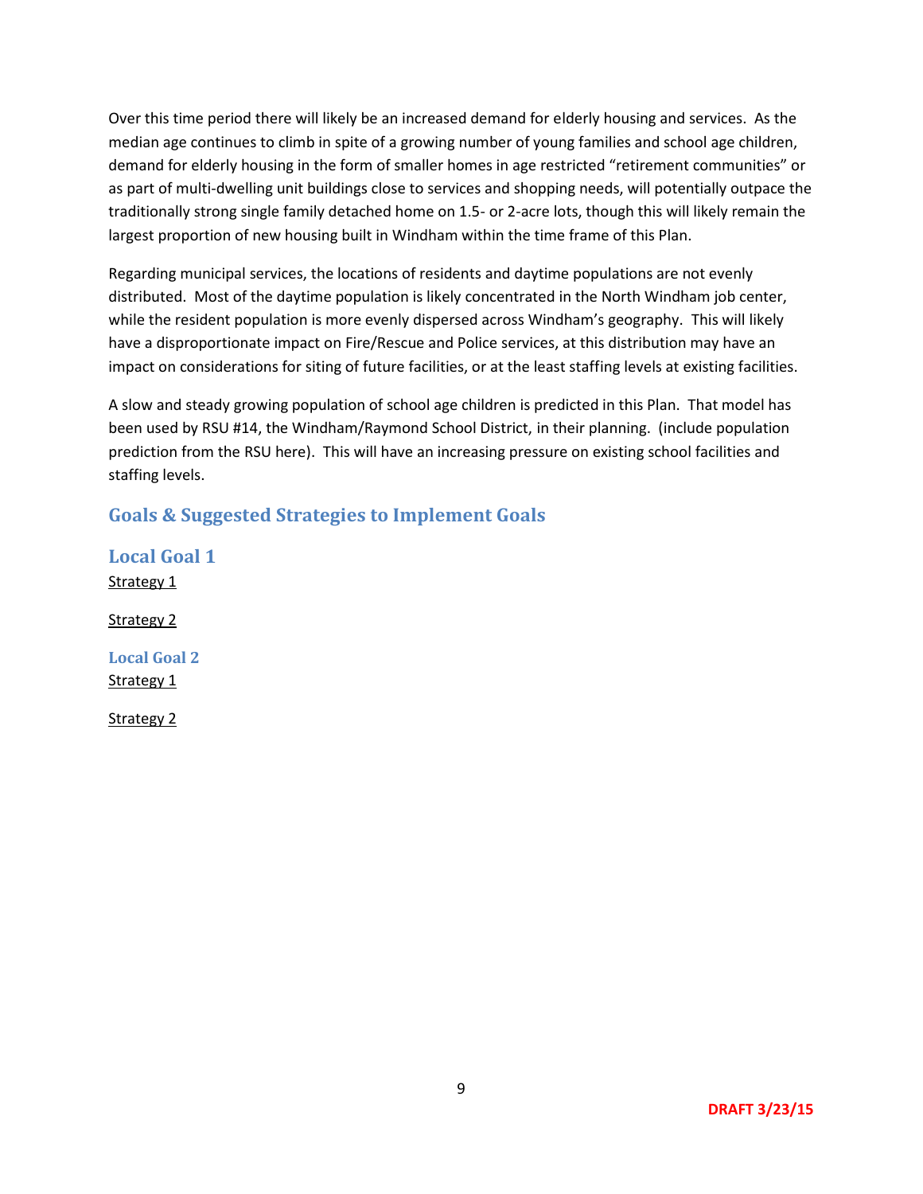Over this time period there will likely be an increased demand for elderly housing and services. As the median age continues to climb in spite of a growing number of young families and school age children, demand for elderly housing in the form of smaller homes in age restricted "retirement communities" or as part of multi-dwelling unit buildings close to services and shopping needs, will potentially outpace the traditionally strong single family detached home on 1.5- or 2-acre lots, though this will likely remain the largest proportion of new housing built in Windham within the time frame of this Plan.

Regarding municipal services, the locations of residents and daytime populations are not evenly distributed. Most of the daytime population is likely concentrated in the North Windham job center, while the resident population is more evenly dispersed across Windham's geography. This will likely have a disproportionate impact on Fire/Rescue and Police services, at this distribution may have an impact on considerations for siting of future facilities, or at the least staffing levels at existing facilities.

A slow and steady growing population of school age children is predicted in this Plan. That model has been used by RSU #14, the Windham/Raymond School District, in their planning. (include population prediction from the RSU here). This will have an increasing pressure on existing school facilities and staffing levels.

## Goals & Suggested Strategies to Implement Goals

### Local Goal 1

Strategy 1

Strategy 2

#### Local Goal 2

Strategy 1

Strategy 2

DRAFT 3/23/15